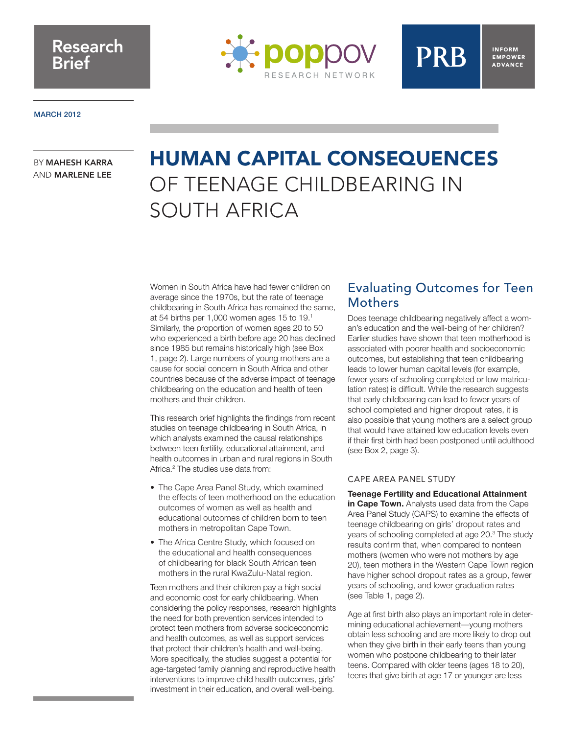Research Brief

poppov RESEARCH NETWORK

PRB INFORM EMPOWER ADVANCE

MARCH 2012

BY **MAHESH KARRA** AND **MARLENE LEE**

# HUMAN CAPITAL CONSEQUENCES OF TEENAGE CHILDBEARING IN SOUTH AFRICA

Women in South Africa have had fewer children on average since the 1970s, but the rate of teenage childbearing in South Africa has remained the same, at 54 births per 1,000 women ages 15 to 19.[1] Similarly, the proportion of women ages 20 to 50 who experienced a birth before age 20 has declined since 1985 but remains historically high (see Box 1, page 2). Large numbers of young mothers are a cause for social concern in South Africa and other countries because of the adverse impact of teenage childbearing on the education and health of teen mothers and their children.

This research brief highlights the findings from recent studies on teenage childbearing in South Africa, in which analysts examined the causal relationships between teen fertility, educational attainment, and health outcomes in urban and rural regions in South Africa.[2] The studies use data from:

- The Cape Area Panel Study, which examined the effects of teen motherhood on the education outcomes of women as well as health and educational outcomes of children born to teen mothers in metropolitan Cape Town.
- The Africa Centre Study, which focused on the educational and health consequences of childbearing for black South African teen mothers in the rural KwaZulu-Natal region.

Teen mothers and their children pay a high social and economic cost for early childbearing. When considering the policy responses, research highlights the need for both prevention services intended to protect teen mothers from adverse socioeconomic and health outcomes, as well as support services that protect their children's health and well-being. More specifically, the studies suggest a potential for age-targeted family planning and reproductive health interventions to improve child health outcomes, girls' investment in their education, and overall well-being.

## Evaluating Outcomes for Teen Mothers

Does teenage childbearing negatively affect a woman's education and the well-being of her children? Earlier studies have shown that teen motherhood is associated with poorer health and socioeconomic outcomes, but establishing that teen childbearing leads to lower human capital levels (for example, fewer years of schooling completed or low matriculation rates) is difficult. While the research suggests that early childbearing can lead to fewer years of school completed and higher dropout rates, it is also possible that young mothers are a select group that would have attained low education levels even if their first birth had been postponed until adulthood (see Box 2, page 3).

### CAPE AREA PANEL STUDY

**Teenage Fertility and Educational Attainment in Cape Town.** Analysts used data from the Cape Area Panel Study (CAPS) to examine the effects of teenage childbearing on girls' dropout rates and years of schooling completed at age 20.[3] The study results confirm that, when compared to nonteen mothers (women who were not mothers by age 20), teen mothers in the Western Cape Town region have higher school dropout rates as a group, fewer years of schooling, and lower graduation rates (see Table 1, page 2).

Age at first birth also plays an important role in determining educational achievement—young mothers obtain less schooling and are more likely to drop out when they give birth in their early teens than young women who postpone childbearing to their later teens. Compared with older teens (ages 18 to 20), teens that give birth at age 17 or younger are less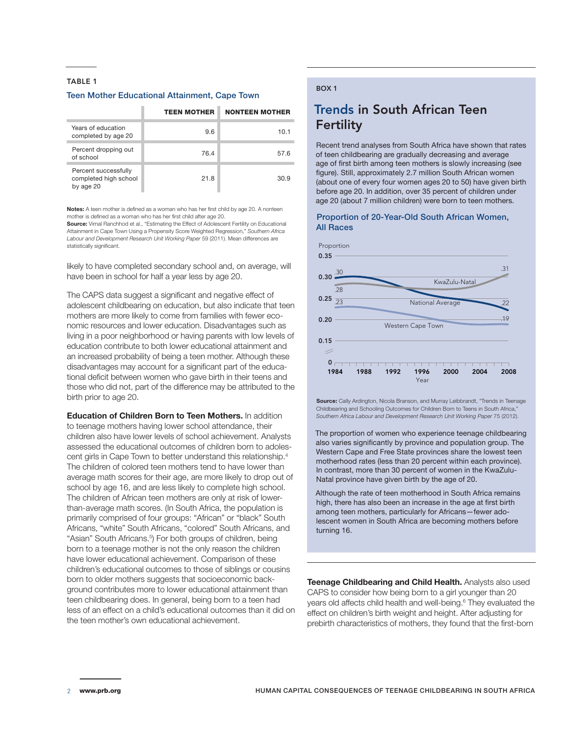**TABLE 1**

**Teen Mother Educational Attainment, Cape Town**

| | TEEN MOTHER | NONTEEN MOTHER |
|---|---|---|
| Years of education completed by age 20 | 9.6 | 10.1 |
| Percent dropping out of school | 76.4 | 57.6 |
| Percent successfully completed high school by age 20 | 21.8 | 30.9 |

**Notes:** A teen mother is defined as a woman who has her first child by age 20. A nonteen mother is defined as a woman who has her first child after age 20.
**Source:** Vimal Ranchhod et al., "Estimating the Effect of Adolescent Fertility on Educational Attainment in Cape Town Using a Propensity Score Weighted Regression," *Southern Africa Labour and Development Research Unit Working Paper* 59 (2011). Mean differences are statistically significant.

likely to have completed secondary school and, on average, will have been in school for half a year less by age 20.

The CAPS data suggest a significant and negative effect of adolescent childbearing on education, but also indicate that teen mothers are more likely to come from families with fewer economic resources and lower education. Disadvantages such as living in a poor neighborhood or having parents with low levels of education contribute to both lower educational attainment and an increased probability of being a teen mother. Although these disadvantages may account for a significant part of the educational deficit between women who gave birth in their teens and those who did not, part of the difference may be attributed to the birth prior to age 20.

**Education of Children Born to Teen Mothers.** In addition to teenage mothers having lower school attendance, their children also have lower levels of school achievement. Analysts assessed the educational outcomes of children born to adolescent girls in Cape Town to better understand this relationship.[4] The children of colored teen mothers tend to have lower than average math scores for their age, are more likely to drop out of school by age 16, and are less likely to complete high school. The children of African teen mothers are only at risk of lower-than-average math scores. (In South Africa, the population is primarily comprised of four groups: "African" or "black" South Africans, "white" South Africans, "colored" South Africans, and "Asian" South Africans.[5]) For both groups of children, being born to a teenage mother is not the only reason the children have lower educational achievement. Comparison of these children's educational outcomes to those of siblings or cousins born to older mothers suggests that socioeconomic background contributes more to lower educational attainment than teen childbearing does. In general, being born to a teen had less of an effect on a child's educational outcomes than it did on the teen mother's own educational achievement.

**BOX 1**

## Trends in South African Teen Fertility

Recent trend analyses from South Africa have shown that rates of teen childbearing are gradually decreasing and average age of first birth among teen mothers is slowly increasing (see figure). Still, approximately 2.7 million South African women (about one of every four women ages 20 to 50) have given birth before age 20. In addition, over 35 percent of children under age 20 (about 7 million children) were born to teen mothers.

**Proportion of 20-Year-Old South African Women, All Races**

| Series | 1984 | 2008 |
|---|---|---|
| KwaZulu-Natal | .28 | .31 |
| National Average | .30 | .22 |
| Western Cape Town | .23 | .19 |

**Source:** Cally Ardington, Nicola Branson, and Murray Leibbrandt, "Trends in Teenage Childbearing and Schooling Outcomes for Children Born to Teens in South Africa," *Southern Africa Labour and Development Research Unit Working Paper* 75 (2012).

The proportion of women who experience teenage childbearing also varies significantly by province and population group. The Western Cape and Free State provinces share the lowest teen motherhood rates (less than 20 percent within each province). In contrast, more than 30 percent of women in the KwaZulu-Natal province have given birth by the age of 20.

Although the rate of teen motherhood in South Africa remains high, there has also been an increase in the age at first birth among teen mothers, particularly for Africans—fewer adolescent women in South Africa are becoming mothers before turning 16.

**Teenage Childbearing and Child Health.** Analysts also used CAPS to consider how being born to a girl younger than 20 years old affects child health and well-being.[6] They evaluated the effect on children's birth weight and height. After adjusting for prebirth characteristics of mothers, they found that the first-born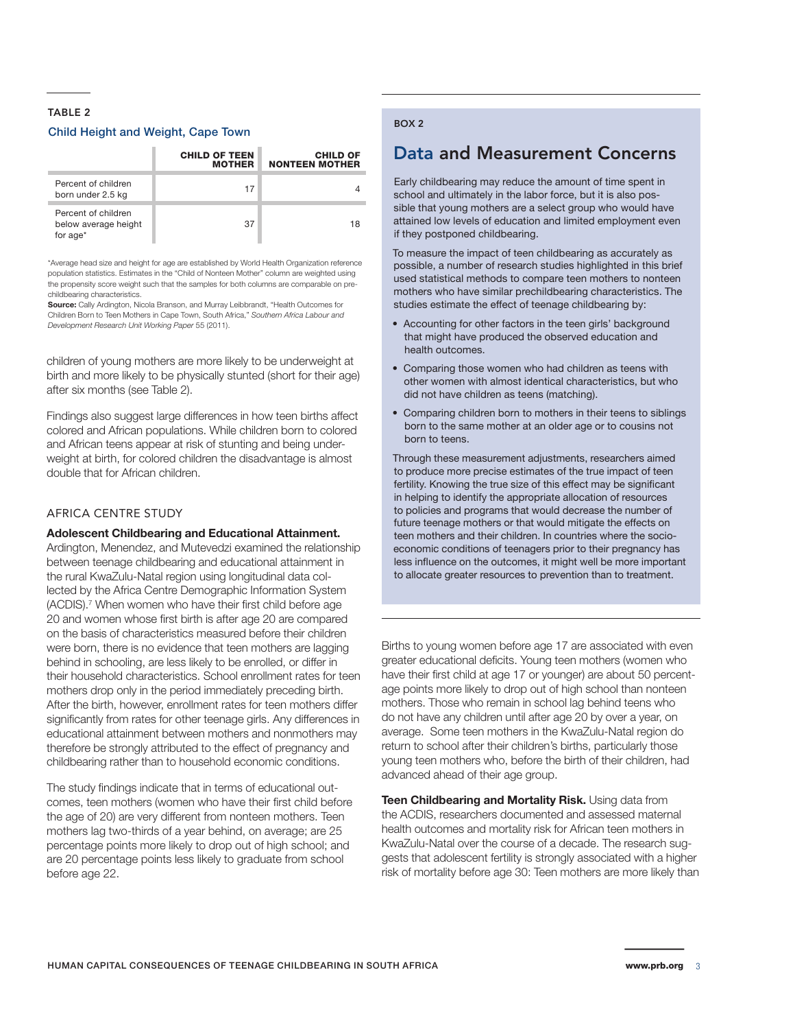### TABLE 2

### Child Height and Weight, Cape Town

| | CHILD OF TEEN MOTHER | CHILD OF NONTEEN MOTHER |
|---|---|---|
| Percent of children born under 2.5 kg | 17 | 4 |
| Percent of children below average height for age* | 37 | 18 |

*Average head size and height for age are established by World Health Organization reference population statistics. Estimates in the "Child of Nonteen Mother" column are weighted using the propensity score weight such that the samples for both columns are comparable on pre-childbearing characteristics.

**Source:** Cally Ardington, Nicola Branson, and Murray Leibbrandt, "Health Outcomes for Children Born to Teen Mothers in Cape Town, South Africa," *Southern Africa Labour and Development Research Unit Working Paper* 55 (2011).

children of young mothers are more likely to be underweight at birth and more likely to be physically stunted (short for their age) after six months (see Table 2).

Findings also suggest large differences in how teen births affect colored and African populations. While children born to colored and African teens appear at risk of stunting and being underweight at birth, for colored children the disadvantage is almost double that for African children.

## AFRICA CENTRE STUDY

**Adolescent Childbearing and Educational Attainment.** Ardington, Menendez, and Mutevedzi examined the relationship between teenage childbearing and educational attainment in the rural KwaZulu-Natal region using longitudinal data collected by the Africa Centre Demographic Information System (ACDIS).[7] When women who have their first child before age 20 and women whose first birth is after age 20 are compared on the basis of characteristics measured before their children were born, there is no evidence that teen mothers are lagging behind in schooling, are less likely to be enrolled, or differ in their household characteristics. School enrollment rates for teen mothers drop only in the period immediately preceding birth. After the birth, however, enrollment rates for teen mothers differ significantly from rates for other teenage girls. Any differences in educational attainment between mothers and nonmothers may therefore be strongly attributed to the effect of pregnancy and childbearing rather than to household economic conditions.

The study findings indicate that in terms of educational outcomes, teen mothers (women who have their first child before the age of 20) are very different from nonteen mothers. Teen mothers lag two-thirds of a year behind, on average; are 25 percentage points more likely to drop out of high school; and are 20 percentage points less likely to graduate from school before age 22.

BOX 2

## Data and Measurement Concerns

Early childbearing may reduce the amount of time spent in school and ultimately in the labor force, but it is also possible that young mothers are a select group who would have attained low levels of education and limited employment even if they postponed childbearing.

To measure the impact of teen childbearing as accurately as possible, a number of research studies highlighted in this brief used statistical methods to compare teen mothers to nonteen mothers who have similar prechildbearing characteristics. The studies estimate the effect of teenage childbearing by:

- Accounting for other factors in the teen girls' background that might have produced the observed education and health outcomes.
- Comparing those women who had children as teens with other women with almost identical characteristics, but who did not have children as teens (matching).
- Comparing children born to mothers in their teens to siblings born to the same mother at an older age or to cousins not born to teens.

Through these measurement adjustments, researchers aimed to produce more precise estimates of the true impact of teen fertility. Knowing the true size of this effect may be significant in helping to identify the appropriate allocation of resources to policies and programs that would decrease the number of future teenage mothers or that would mitigate the effects on teen mothers and their children. In countries where the socioeconomic conditions of teenagers prior to their pregnancy has less influence on the outcomes, it might well be more important to allocate greater resources to prevention than to treatment.

Births to young women before age 17 are associated with even greater educational deficits. Young teen mothers (women who have their first child at age 17 or younger) are about 50 percentage points more likely to drop out of high school than nonteen mothers. Those who remain in school lag behind teens who do not have any children until after age 20 by over a year, on average. Some teen mothers in the KwaZulu-Natal region do return to school after their children's births, particularly those young teen mothers who, before the birth of their children, had advanced ahead of their age group.

**Teen Childbearing and Mortality Risk.** Using data from the ACDIS, researchers documented and assessed maternal health outcomes and mortality risk for African teen mothers in KwaZulu-Natal over the course of a decade. The research suggests that adolescent fertility is strongly associated with a higher risk of mortality before age 30: Teen mothers are more likely than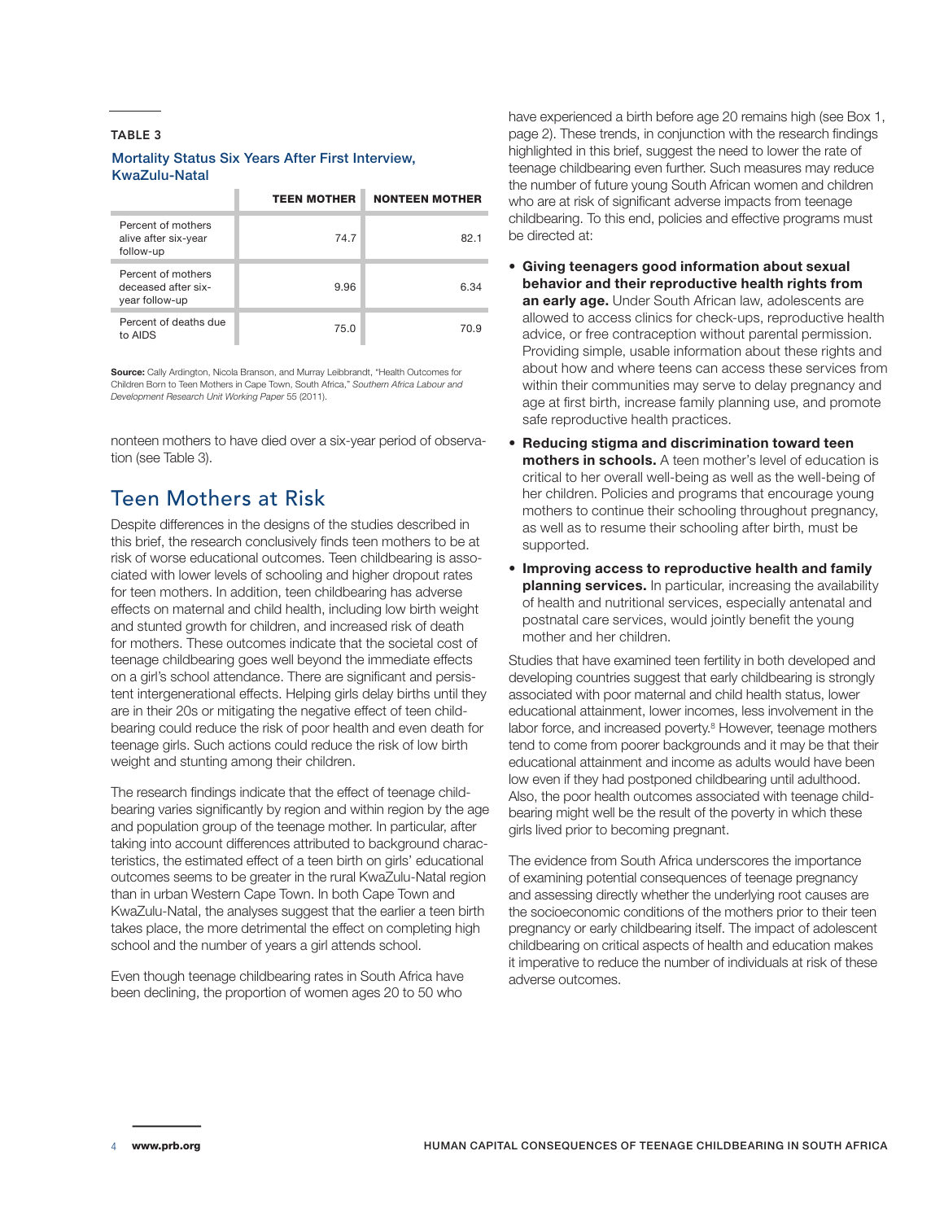**TABLE 3**

**Mortality Status Six Years After First Interview, KwaZulu-Natal**

| | TEEN MOTHER | NONTEEN MOTHER |
|---|---|---|
| Percent of mothers alive after six-year follow-up | 74.7 | 82.1 |
| Percent of mothers deceased after six-year follow-up | 9.96 | 6.34 |
| Percent of deaths due to AIDS | 75.0 | 70.9 |

**Source:** Cally Ardington, Nicola Branson, and Murray Leibbrandt, "Health Outcomes for Children Born to Teen Mothers in Cape Town, South Africa," *Southern Africa Labour and Development Research Unit Working Paper* 55 (2011).

nonteen mothers to have died over a six-year period of observation (see Table 3).

## Teen Mothers at Risk

Despite differences in the designs of the studies described in this brief, the research conclusively finds teen mothers to be at risk of worse educational outcomes. Teen childbearing is associated with lower levels of schooling and higher dropout rates for teen mothers. In addition, teen childbearing has adverse effects on maternal and child health, including low birth weight and stunted growth for children, and increased risk of death for mothers. These outcomes indicate that the societal cost of teenage childbearing goes well beyond the immediate effects on a girl's school attendance. There are significant and persistent intergenerational effects. Helping girls delay births until they are in their 20s or mitigating the negative effect of teen childbearing could reduce the risk of poor health and even death for teenage girls. Such actions could reduce the risk of low birth weight and stunting among their children.

The research findings indicate that the effect of teenage childbearing varies significantly by region and within region by the age and population group of the teenage mother. In particular, after taking into account differences attributed to background characteristics, the estimated effect of a teen birth on girls' educational outcomes seems to be greater in the rural KwaZulu-Natal region than in urban Western Cape Town. In both Cape Town and KwaZulu-Natal, the analyses suggest that the earlier a teen birth takes place, the more detrimental the effect on completing high school and the number of years a girl attends school.

Even though teenage childbearing rates in South Africa have been declining, the proportion of women ages 20 to 50 who have experienced a birth before age 20 remains high (see Box 1, page 2). These trends, in conjunction with the research findings highlighted in this brief, suggest the need to lower the rate of teenage childbearing even further. Such measures may reduce the number of future young South African women and children who are at risk of significant adverse impacts from teenage childbearing. To this end, policies and effective programs must be directed at:

- **Giving teenagers good information about sexual behavior and their reproductive health rights from an early age.** Under South African law, adolescents are allowed to access clinics for check-ups, reproductive health advice, or free contraception without parental permission. Providing simple, usable information about these rights and about how and where teens can access these services from within their communities may serve to delay pregnancy and age at first birth, increase family planning use, and promote safe reproductive health practices.
- **Reducing stigma and discrimination toward teen mothers in schools.** A teen mother's level of education is critical to her overall well-being as well as the well-being of her children. Policies and programs that encourage young mothers to continue their schooling throughout pregnancy, as well as to resume their schooling after birth, must be supported.
- **Improving access to reproductive health and family planning services.** In particular, increasing the availability of health and nutritional services, especially antenatal and postnatal care services, would jointly benefit the young mother and her children.

Studies that have examined teen fertility in both developed and developing countries suggest that early childbearing is strongly associated with poor maternal and child health status, lower educational attainment, lower incomes, less involvement in the labor force, and increased poverty.[8] However, teenage mothers tend to come from poorer backgrounds and it may be that their educational attainment and income as adults would have been low even if they had postponed childbearing until adulthood. Also, the poor health outcomes associated with teenage childbearing might well be the result of the poverty in which these girls lived prior to becoming pregnant.

The evidence from South Africa underscores the importance of examining potential consequences of teenage pregnancy and assessing directly whether the underlying root causes are the socioeconomic conditions of the mothers prior to their teen pregnancy or early childbearing itself. The impact of adolescent childbearing on critical aspects of health and education makes it imperative to reduce the number of individuals at risk of these adverse outcomes.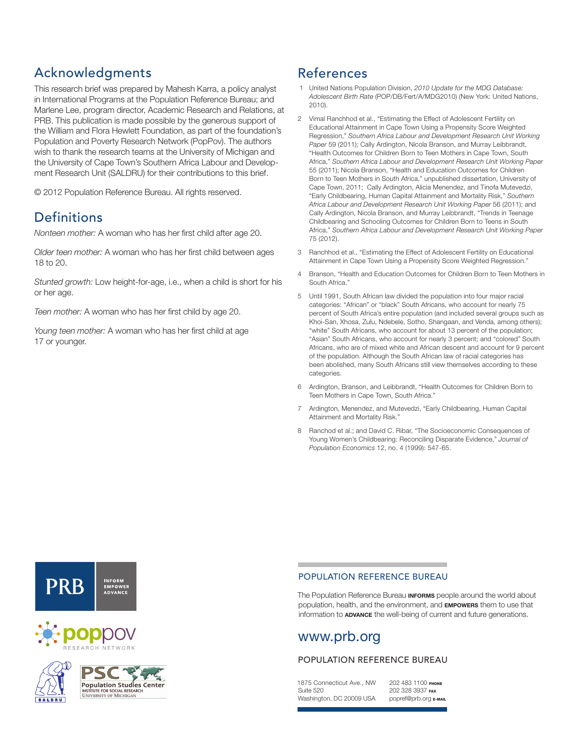## Acknowledgments

This research brief was prepared by Mahesh Karra, a policy analyst in International Programs at the Population Reference Bureau; and Marlene Lee, program director, Academic Research and Relations, at PRB. This publication is made possible by the generous support of the William and Flora Hewlett Foundation, as part of the foundation's Population and Poverty Research Network (PopPov). The authors wish to thank the research teams at the University of Michigan and the University of Cape Town's Southern Africa Labour and Development Research Unit (SALDRU) for their contributions to this brief.

© 2012 Population Reference Bureau. All rights reserved.

## Definitions

*Nonteen mother:* A woman who has her first child after age 20.

*Older teen mother:* A woman who has her first child between ages 18 to 20.

*Stunted growth:* Low height-for-age, i.e., when a child is short for his or her age.

*Teen mother:* A woman who has her first child by age 20.

*Young teen mother:* A woman who has her first child at age 17 or younger.

## References

1. United Nations Population Division, *2010 Update for the MDG Database: Adolescent Birth Rate* (POP/DB/Fert/A/MDG2010) (New York: United Nations, 2010).
2. Vimal Ranchhod et al., "Estimating the Effect of Adolescent Fertility on Educational Attainment in Cape Town Using a Propensity Score Weighted Regression," *Southern Africa Labour and Development Research Unit Working Paper* 59 (2011); Cally Ardington, Nicola Branson, and Murray Leibbrandt, "Health Outcomes for Children Born to Teen Mothers in Cape Town, South Africa," *Southern Africa Labour and Development Research Unit Working Paper* 55 (2011); Nicola Branson, "Health and Education Outcomes for Children Born to Teen Mothers in South Africa," unpublished dissertation, University of Cape Town, 2011; Cally Ardington, Alicia Menendez, and Tinofa Mutevedzi, "Early Childbearing, Human Capital Attainment and Mortality Risk," *Southern Africa Labour and Development Research Unit Working Paper* 56 (2011); and Cally Ardington, Nicola Branson, and Murray Leibbrandt, "Trends in Teenage Childbearing and Schooling Outcomes for Children Born to Teens in South Africa," *Southern Africa Labour and Development Research Unit Working Paper* 75 (2012).
3. Ranchhod et al., "Estimating the Effect of Adolescent Fertility on Educational Attainment in Cape Town Using a Propensity Score Weighted Regression."
4. Branson, "Health and Education Outcomes for Children Born to Teen Mothers in South Africa."
5. Until 1991, South African law divided the population into four major racial categories: "African" or "black" South Africans, who account for nearly 75 percent of South Africa's entire population (and included several groups such as Khoi-San, Xhosa, Zulu, Ndebele, Sotho, Shangaan, and Venda, among others); "white" South Africans, who account for about 13 percent of the population; "Asian" South Africans, who account for nearly 3 percent; and "colored" South Africans, who are of mixed white and African descent and account for 9 percent of the population. Although the South African law of racial categories has been abolished, many South Africans still view themselves according to these categories.
6. Ardington, Branson, and Leibbrandt, "Health Outcomes for Children Born to Teen Mothers in Cape Town, South Africa."
7. Ardington, Menendez, and Mutevedzi, "Early Childbearing, Human Capital Attainment and Mortality Risk."
8. Ranchod et al.; and David C. Ribar, "The Socioeconomic Consequences of Young Women's Childbearing: Reconciling Disparate Evidence," *Journal of Population Economics* 12, no. 4 (1999): 547-65.

PRB INFORM EMPOWER ADVANCE

poppov RESEARCH NETWORK

SALDRU

PSC Population Studies Center INSTITUTE FOR SOCIAL RESEARCH UNIVERSITY OF MICHIGAN

### POPULATION REFERENCE BUREAU

The Population Reference Bureau **INFORMS** people around the world about population, health, and the environment, and **EMPOWERS** them to use that information to **ADVANCE** the well-being of current and future generations.

## www.prb.org

### POPULATION REFERENCE BUREAU

1875 Connecticut Ave., NW
Suite 520
Washington, DC 20009 USA

202 483 1100 **PHONE**
202 328 3937 **FAX**
popref@prb.org **E-MAIL**